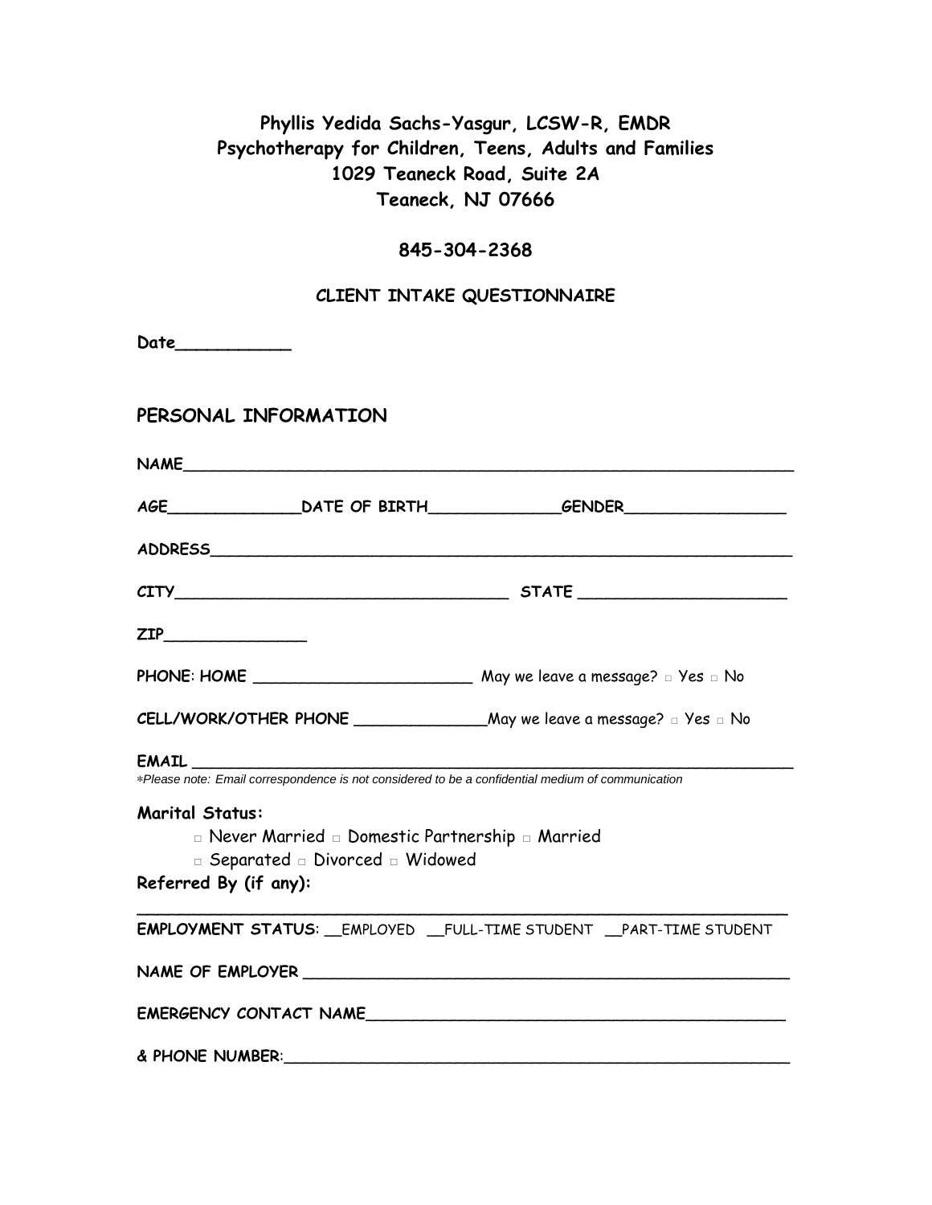**Phyllis Yedida Sachs-Yasgur, LCSW-R, EMDR**
**Psychotherapy for Children, Teens, Adults and Families**
**1029 Teaneck Road, Suite 2A**
**Teaneck, NJ 07666**

**845-304-2368**

## CLIENT INTAKE QUESTIONNAIRE

**Date**___________

## PERSONAL INFORMATION

**NAME**_______________________________________________________________

**AGE**______________**DATE OF BIRTH**_____________**GENDER**________________

**ADDRESS**____________________________________________________________

**CITY**__________________________________ **STATE** ____________________

**ZIP**_______________

**PHONE: HOME** _______________________ May we leave a message? □ Yes □ No

**CELL/WORK/OTHER PHONE** ______________May we leave a message? □ Yes □ No

**EMAIL** ______________________________________________________________

*\*Please note: Email correspondence is not considered to be a confidential medium of communication*

**Marital Status:**

□ Never Married □ Domestic Partnership □ Married
□ Separated □ Divorced □ Widowed

**Referred By (if any):**

_______________________________________________________________

**EMPLOYMENT STATUS**: __EMPLOYED __FULL-TIME STUDENT __PART-TIME STUDENT

**NAME OF EMPLOYER** ___________________________________________________

**EMERGENCY CONTACT NAME**__________________________________________

**& PHONE NUMBER**:____________________________________________________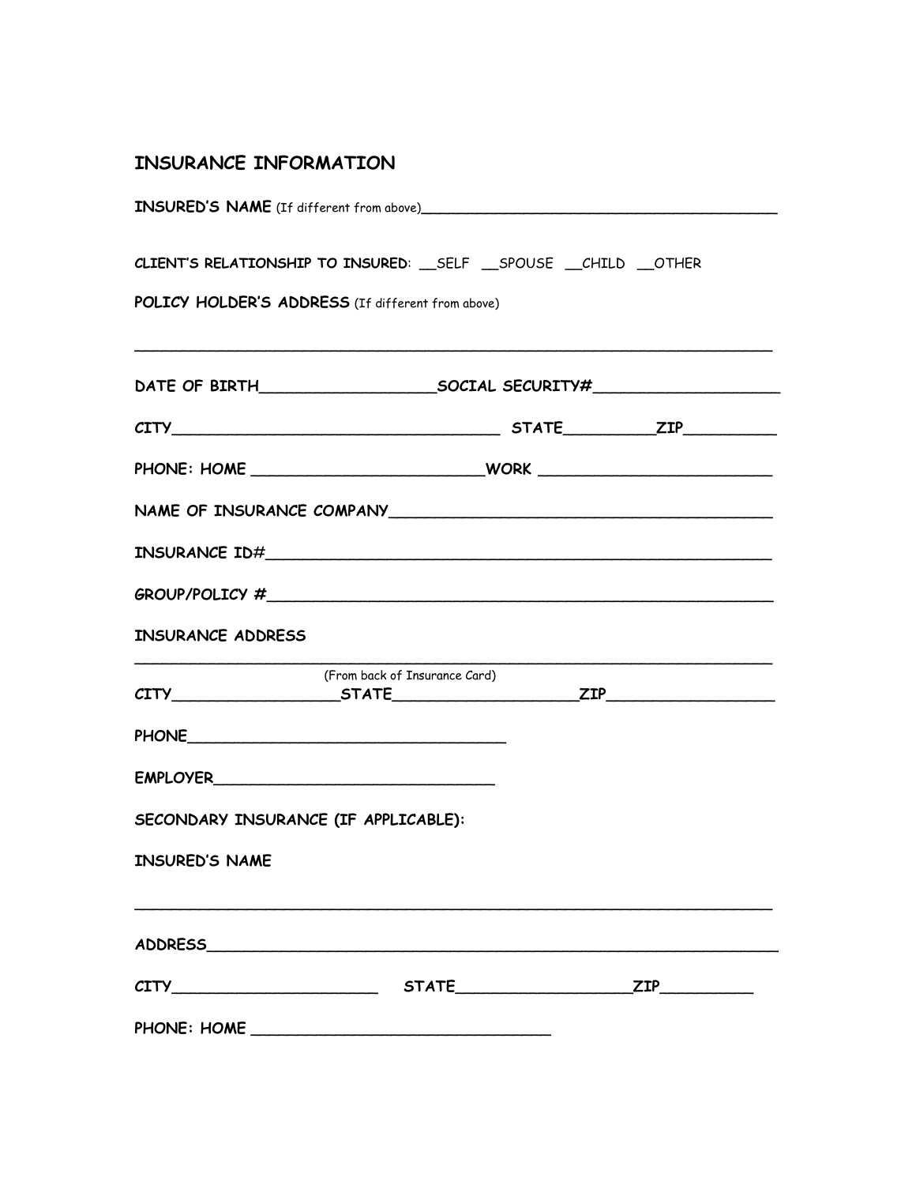## INSURANCE INFORMATION

**INSURED'S NAME** (If different from above)________________________________________

**CLIENT'S RELATIONSHIP TO INSURED**: __SELF __SPOUSE __CHILD __OTHER

**POLICY HOLDER'S ADDRESS** (If different from above)

______________________________________________________________________

DATE OF BIRTH__________________SOCIAL SECURITY#___________________

CITY____________________________________ STATE_________ZIP_________

PHONE: HOME ________________________WORK ________________________

NAME OF INSURANCE COMPANY_______________________________________

INSURANCE ID#_________________________________________________

GROUP/POLICY #_________________________________________________

INSURANCE ADDRESS

______________________________________________________________________

(From back of Insurance Card)

CITY_________________STATE___________________ZIP_________________

PHONE_________________________________

EMPLOYER_____________________________

SECONDARY INSURANCE (IF APPLICABLE):

INSURED'S NAME

______________________________________________________________________

ADDRESS_______________________________________________________________

CITY______________________ STATE__________________ZIP_________

PHONE: HOME ______________________________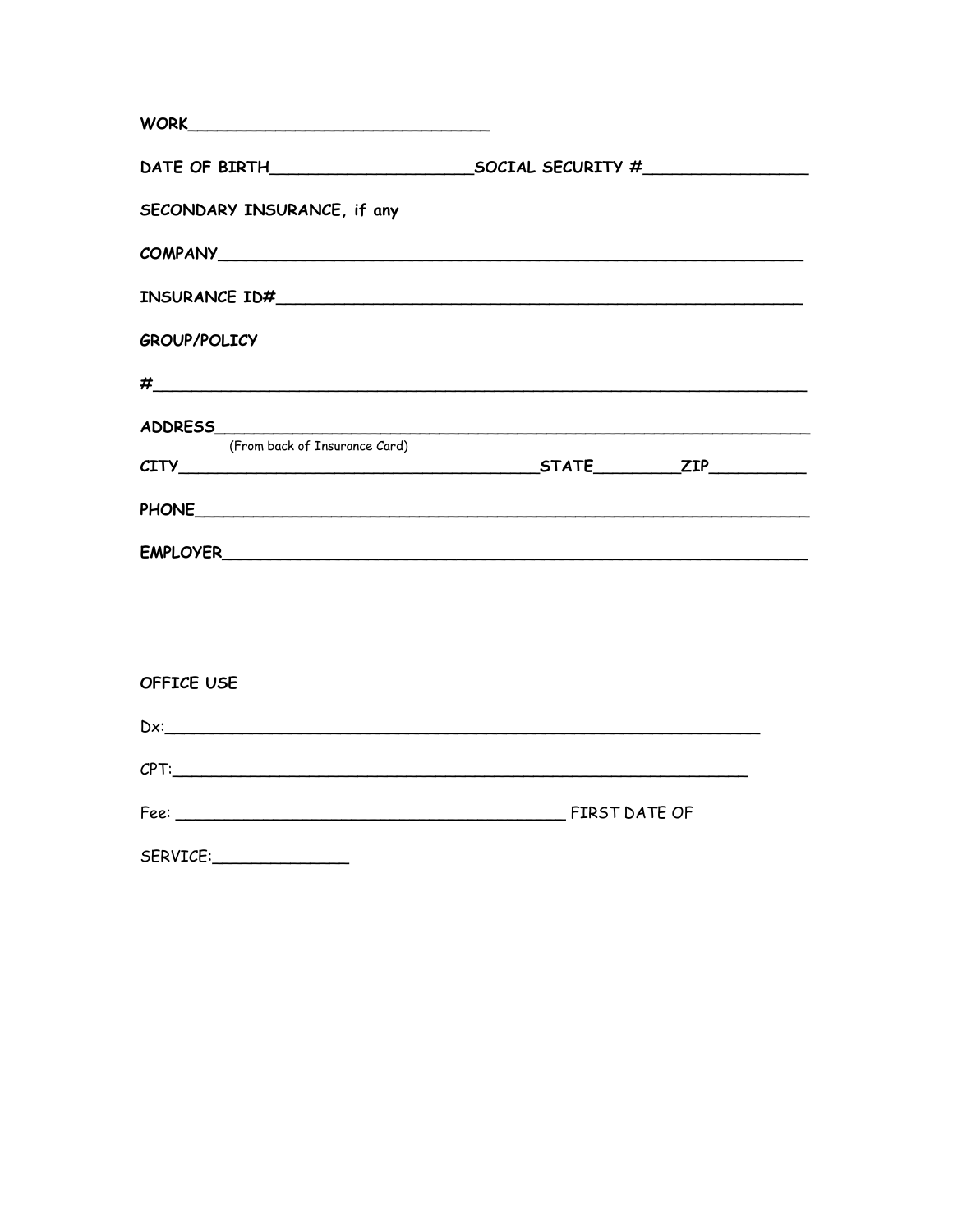WORK_______________________________

DATE OF BIRTH____________________SOCIAL SECURITY #________________

SECONDARY INSURANCE, if any

COMPANY_________________________________________________________

INSURANCE ID#____________________________________________________

GROUP/POLICY

#_______________________________________________________________

ADDRESS_________________________________________________________
(From back of Insurance Card)

CITY___________________________________STATE_________ZIP__________

PHONE___________________________________________________________

EMPLOYER________________________________________________________

OFFICE USE

Dx:_____________________________________________________________

CPT:____________________________________________________________

Fee: _________________________________________ FIRST DATE OF

SERVICE:_______________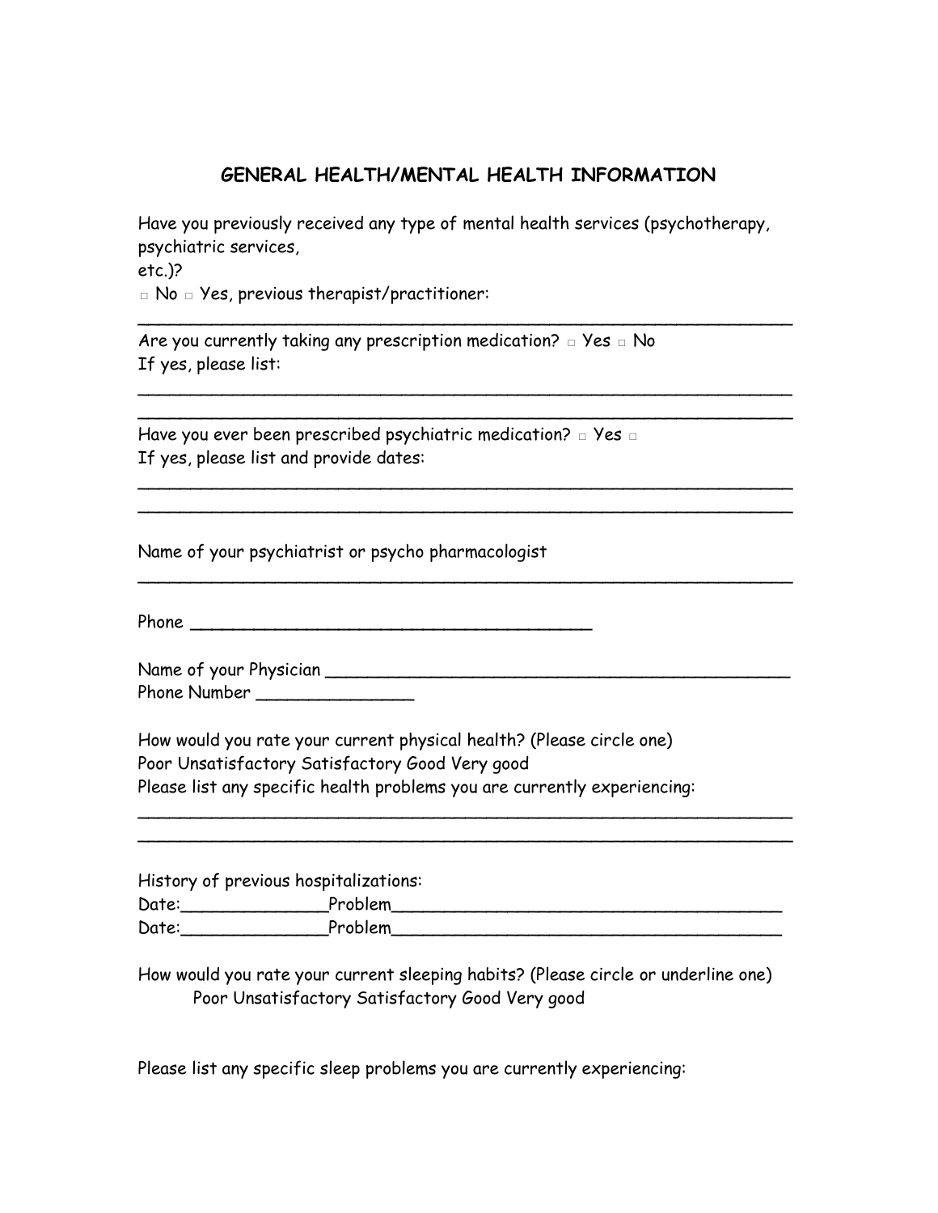## GENERAL HEALTH/MENTAL HEALTH INFORMATION

Have you previously received any type of mental health services (psychotherapy, psychiatric services,
etc.)?
□ No □ Yes, previous therapist/practitioner:
_________________________________________________________________
Are you currently taking any prescription medication? □ Yes □ No
If yes, please list:
_________________________________________________________________
_________________________________________________________________
Have you ever been prescribed psychiatric medication? □ Yes □
If yes, please list and provide dates:
_________________________________________________________________
_________________________________________________________________

Name of your psychiatrist or psycho pharmacologist
_________________________________________________________________

Phone ________________________________________

Name of your Physician ______________________________________________
Phone Number _______________

How would you rate your current physical health? (Please circle one)
Poor Unsatisfactory Satisfactory Good Very good
Please list any specific health problems you are currently experiencing:
_________________________________________________________________
_________________________________________________________________

History of previous hospitalizations:
Date:______________Problem_____________________________________
Date:______________Problem_____________________________________

How would you rate your current sleeping habits? (Please circle or underline one)
Poor Unsatisfactory Satisfactory Good Very good

Please list any specific sleep problems you are currently experiencing: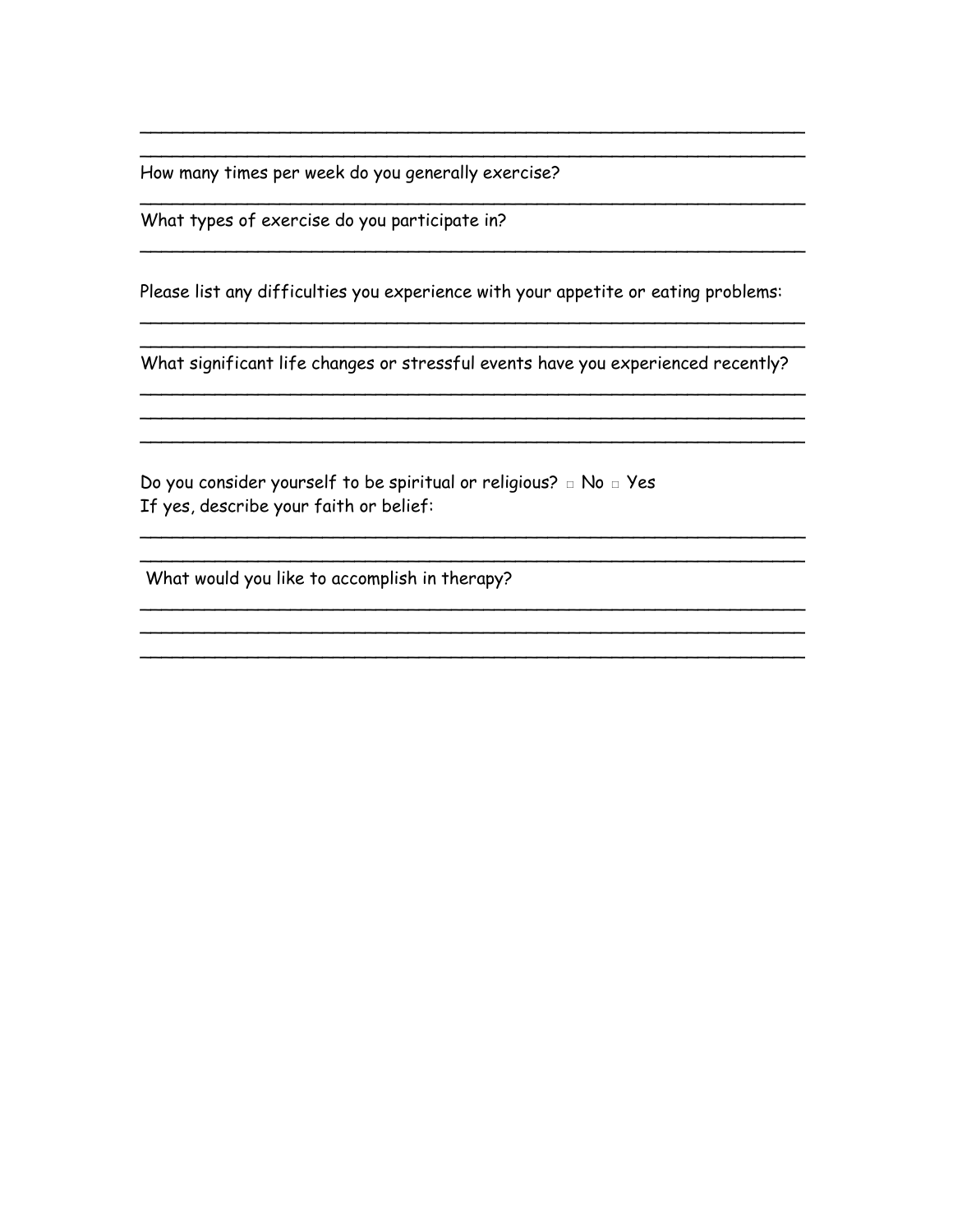_______________________________________________________________

_______________________________________________________________

How many times per week do you generally exercise?

_______________________________________________________________

What types of exercise do you participate in?

_______________________________________________________________

Please list any difficulties you experience with your appetite or eating problems:

_______________________________________________________________

_______________________________________________________________

What significant life changes or stressful events have you experienced recently?

_______________________________________________________________

_______________________________________________________________

_______________________________________________________________

Do you consider yourself to be spiritual or religious? □ No □ Yes
If yes, describe your faith or belief:

_______________________________________________________________

_______________________________________________________________

What would you like to accomplish in therapy?

_______________________________________________________________

_______________________________________________________________

_______________________________________________________________